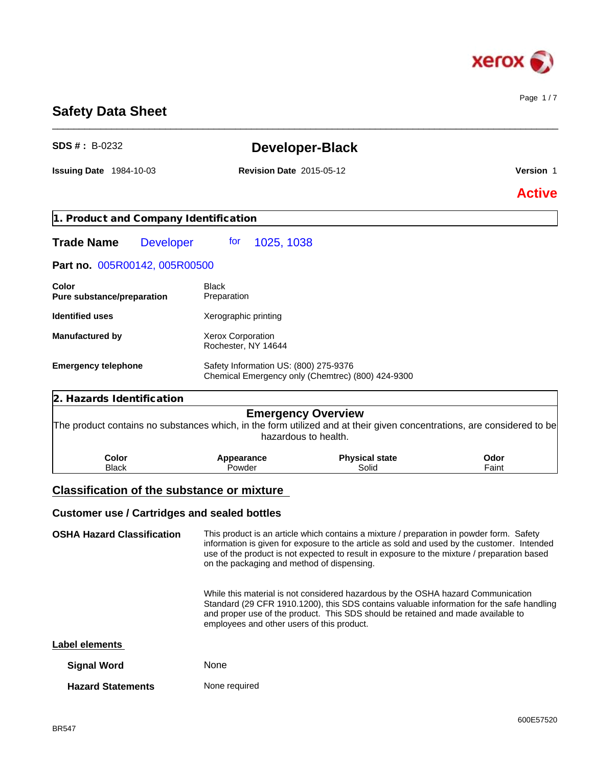# Safety Data Sheet

**SDS # :** B-0232

## Developer-Black

**Issuing Date** 1984-10-03 **Revision Date** 2015-05-12 **Version** 1

**Active**

## 1. Product and Company Identification

**Trade Name** Developer for 1025, 1038

**Part no.** 005R00142, 005R00500

| | |
|---|---|
| **Color** | Black |
| **Pure substance/preparation** | Preparation |
| **Identified uses** | Xerographic printing |
| **Manufactured by** | Xerox Corporation<br>Rochester, NY 14644 |
| **Emergency telephone** | Safety Information US: (800) 275-9376<br>Chemical Emergency only (Chemtrec) (800) 424-9300 |

## 2. Hazards Identification

### Emergency Overview

The product contains no substances which, in the form utilized and at their given concentrations, are considered to be hazardous to health.

| Color | Appearance | Physical state | Odor |
|---|---|---|---|
| Black | Powder | Solid | Faint |

### Classification of the substance or mixture

### Customer use / Cartridges and sealed bottles

**OSHA Hazard Classification**

This product is an article which contains a mixture / preparation in powder form. Safety information is given for exposure to the article as sold and used by the customer. Intended use of the product is not expected to result in exposure to the mixture / preparation based on the packaging and method of dispensing.

While this material is not considered hazardous by the OSHA hazard Communication Standard (29 CFR 1910.1200), this SDS contains valuable information for the safe handling and proper use of the product. This SDS should be retained and made available to employees and other users of this product.

### Label elements

**Signal Word** None

**Hazard Statements** None required

BR547

600E57520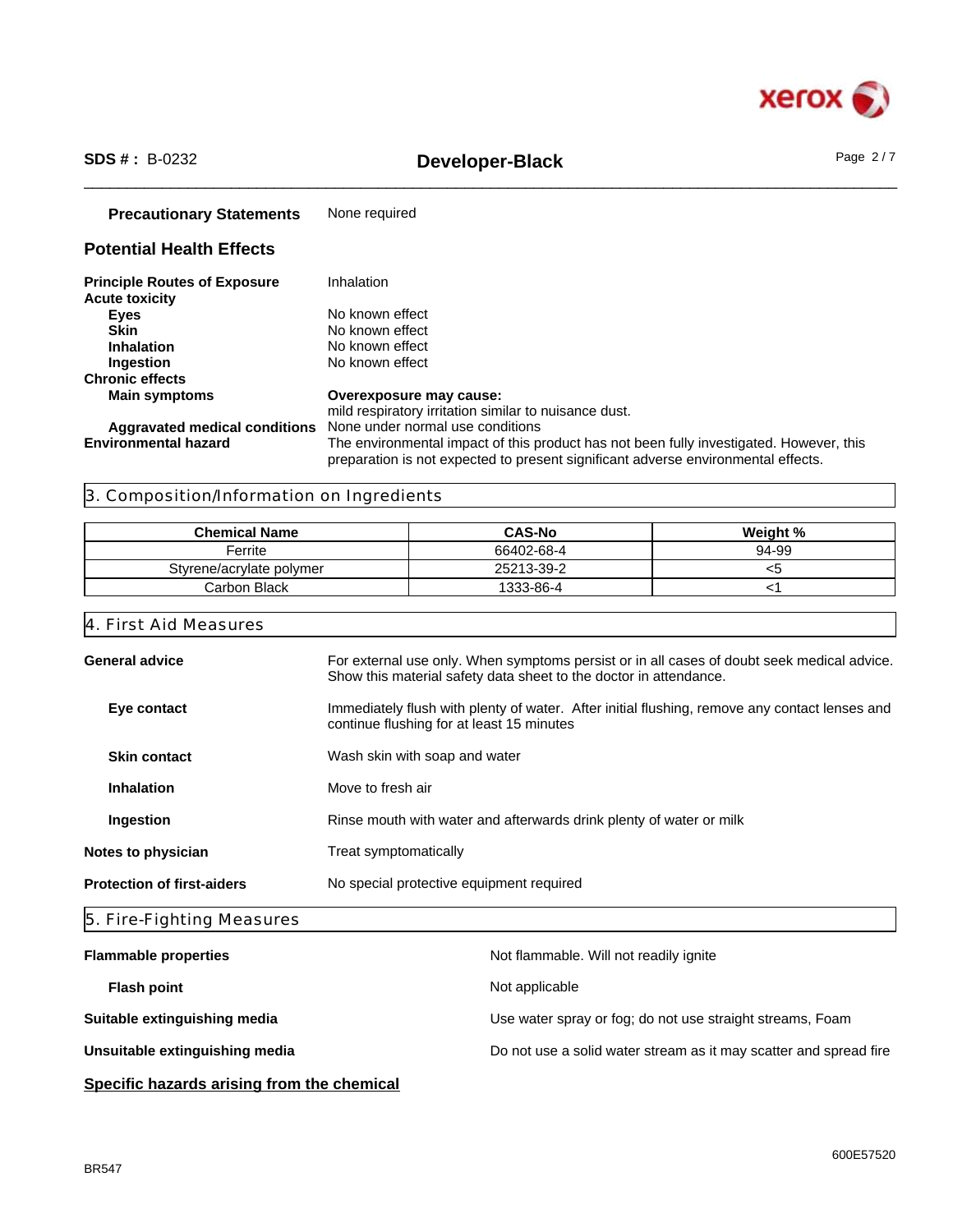**Precautionary Statements** None required

## Potential Health Effects

**Principle Routes of Exposure** Inhalation

**Acute toxicity**

- **Eyes** No known effect
- **Skin** No known effect
- **Inhalation** No known effect
- **Ingestion** No known effect

**Chronic effects**

- **Main symptoms** **Overexposure may cause:** mild respiratory irritation similar to nuisance dust.
- **Aggravated medical conditions** None under normal use conditions

**Environmental hazard** The environmental impact of this product has not been fully investigated. However, this preparation is not expected to present significant adverse environmental effects.

## 3. Composition/Information on Ingredients

| Chemical Name | CAS-No | Weight % |
|---|---|---|
| Ferrite | 66402-68-4 | 94-99 |
| Styrene/acrylate polymer | 25213-39-2 | <5 |
| Carbon Black | 1333-86-4 | <1 |

## 4. First Aid Measures

**General advice** For external use only. When symptoms persist or in all cases of doubt seek medical advice. Show this material safety data sheet to the doctor in attendance.

**Eye contact** Immediately flush with plenty of water. After initial flushing, remove any contact lenses and continue flushing for at least 15 minutes

**Skin contact** Wash skin with soap and water

**Inhalation** Move to fresh air

**Ingestion** Rinse mouth with water and afterwards drink plenty of water or milk

**Notes to physician** Treat symptomatically

**Protection of first-aiders** No special protective equipment required

## 5. Fire-Fighting Measures

**Flammable properties** Not flammable. Will not readily ignite

**Flash point** Not applicable

**Suitable extinguishing media** Use water spray or fog; do not use straight streams, Foam

**Unsuitable extinguishing media** Do not use a solid water stream as it may scatter and spread fire

**Specific hazards arising from the chemical**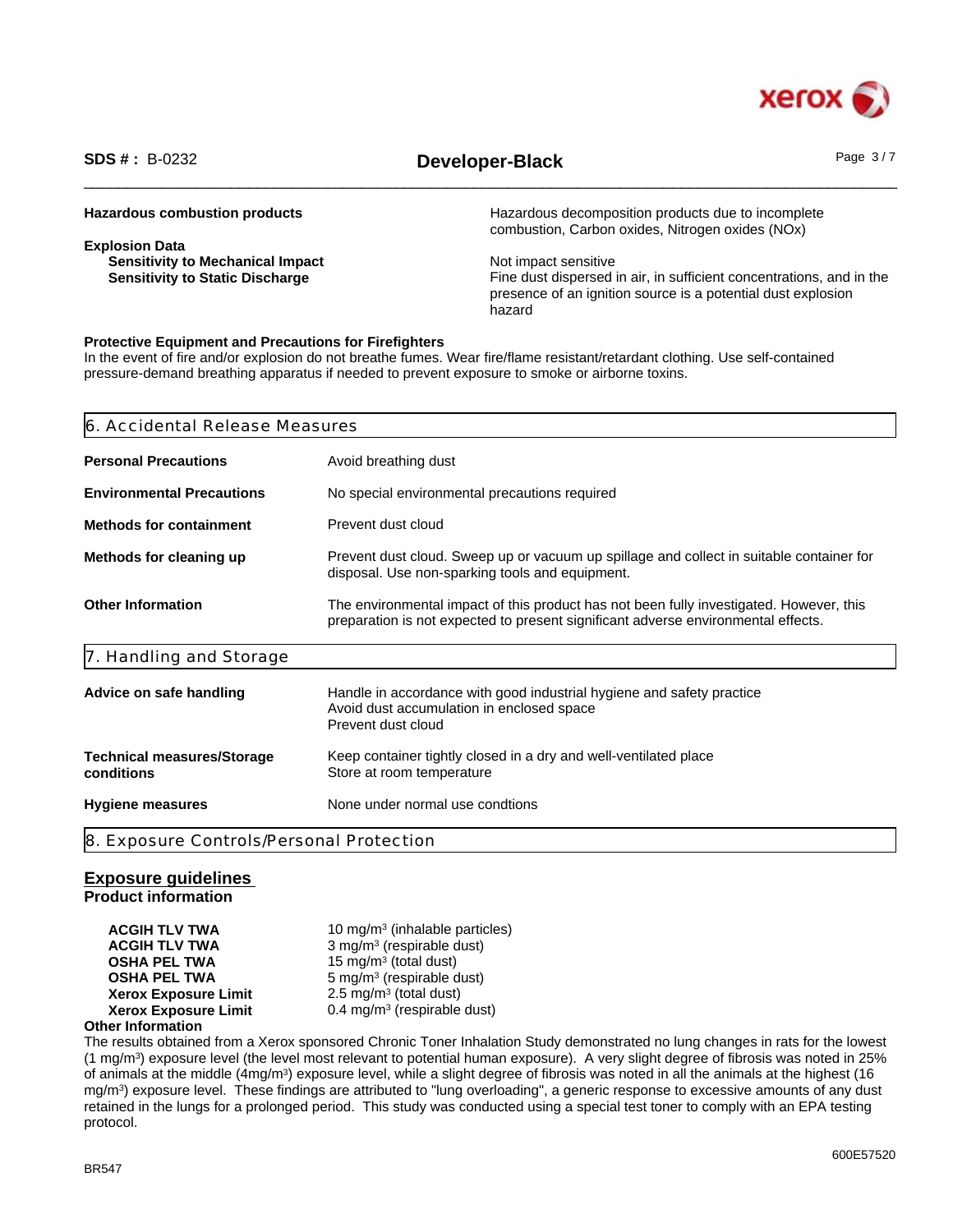**Hazardous combustion products** — Hazardous decomposition products due to incomplete combustion, Carbon oxides, Nitrogen oxides (NOx)

**Explosion Data**

**Sensitivity to Mechanical Impact** — Not impact sensitive

**Sensitivity to Static Discharge** — Fine dust dispersed in air, in sufficient concentrations, and in the presence of an ignition source is a potential dust explosion hazard

**Protective Equipment and Precautions for Firefighters**

In the event of fire and/or explosion do not breathe fumes. Wear fire/flame resistant/retardant clothing. Use self-contained pressure-demand breathing apparatus if needed to prevent exposure to smoke or airborne toxins.

## 6. Accidental Release Measures

| | |
|---|---|
| **Personal Precautions** | Avoid breathing dust |
| **Environmental Precautions** | No special environmental precautions required |
| **Methods for containment** | Prevent dust cloud |
| **Methods for cleaning up** | Prevent dust cloud. Sweep up or vacuum up spillage and collect in suitable container for disposal. Use non-sparking tools and equipment. |
| **Other Information** | The environmental impact of this product has not been fully investigated. However, this preparation is not expected to present significant adverse environmental effects. |

## 7. Handling and Storage

| | |
|---|---|
| **Advice on safe handling** | Handle in accordance with good industrial hygiene and safety practice<br>Avoid dust accumulation in enclosed space<br>Prevent dust cloud |
| **Technical measures/Storage conditions** | Keep container tightly closed in a dry and well-ventilated place<br>Store at room temperature |
| **Hygiene measures** | None under normal use condtions |

## 8. Exposure Controls/Personal Protection

### Exposure guidelines

**Product information**

| | |
|---|---|
| **ACGIH TLV TWA** | 10 mg/m³ (inhalable particles) |
| **ACGIH TLV TWA** | 3 mg/m³ (respirable dust) |
| **OSHA PEL TWA** | 15 mg/m³ (total dust) |
| **OSHA PEL TWA** | 5 mg/m³ (respirable dust) |
| **Xerox Exposure Limit** | 2.5 mg/m³ (total dust) |
| **Xerox Exposure Limit** | 0.4 mg/m³ (respirable dust) |

**Other Information**

The results obtained from a Xerox sponsored Chronic Toner Inhalation Study demonstrated no lung changes in rats for the lowest (1 mg/m³) exposure level (the level most relevant to potential human exposure). A very slight degree of fibrosis was noted in 25% of animals at the middle (4mg/m³) exposure level, while a slight degree of fibrosis was noted in all the animals at the highest (16 mg/m³) exposure level. These findings are attributed to "lung overloading", a generic response to excessive amounts of any dust retained in the lungs for a prolonged period. This study was conducted using a special test toner to comply with an EPA testing protocol.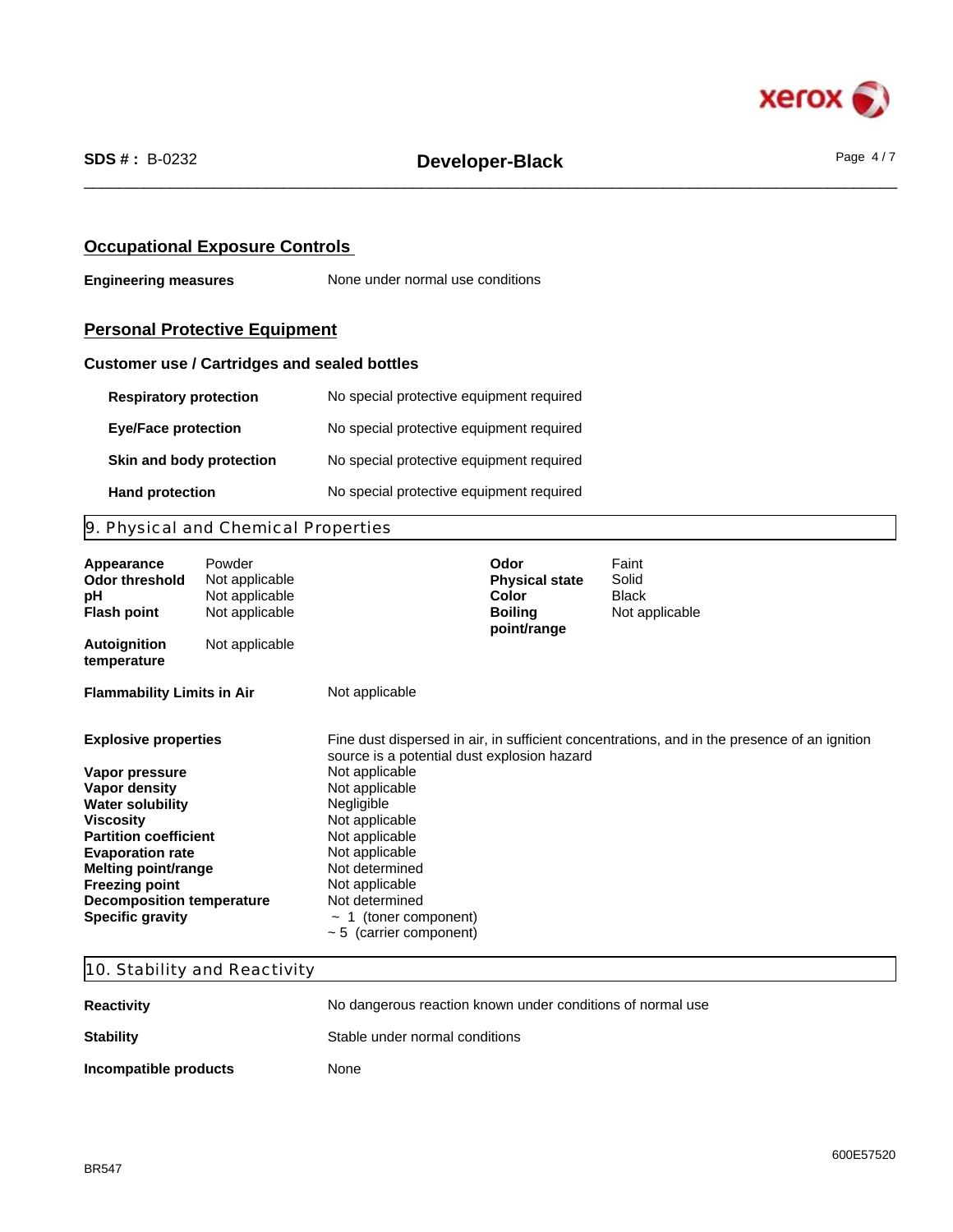### Occupational Exposure Controls

**Engineering measures** None under normal use conditions

### Personal Protective Equipment

**Customer use / Cartridges and sealed bottles**

| | |
|---|---|
| **Respiratory protection** | No special protective equipment required |
| **Eye/Face protection** | No special protective equipment required |
| **Skin and body protection** | No special protective equipment required |
| **Hand protection** | No special protective equipment required |

## 9. Physical and Chemical Properties

| | | | |
|---|---|---|---|
| **Appearance** | Powder | **Odor** | Faint |
| **Odor threshold** | Not applicable | **Physical state** | Solid |
| **pH** | Not applicable | **Color** | Black |
| **Flash point** | Not applicable | **Boiling point/range** | Not applicable |
| **Autoignition temperature** | Not applicable | | |

| | |
|---|---|
| **Flammability Limits in Air** | Not applicable |
| **Explosive properties** | Fine dust dispersed in air, in sufficient concentrations, and in the presence of an ignition source is a potential dust explosion hazard |
| **Vapor pressure** | Not applicable |
| **Vapor density** | Not applicable |
| **Water solubility** | Negligible |
| **Viscosity** | Not applicable |
| **Partition coefficient** | Not applicable |
| **Evaporation rate** | Not applicable |
| **Melting point/range** | Not determined |
| **Freezing point** | Not applicable |
| **Decomposition temperature** | Not determined |
| **Specific gravity** | ~ 1 (toner component)<br>~ 5 (carrier component) |

## 10. Stability and Reactivity

| | |
|---|---|
| **Reactivity** | No dangerous reaction known under conditions of normal use |
| **Stability** | Stable under normal conditions |
| **Incompatible products** | None |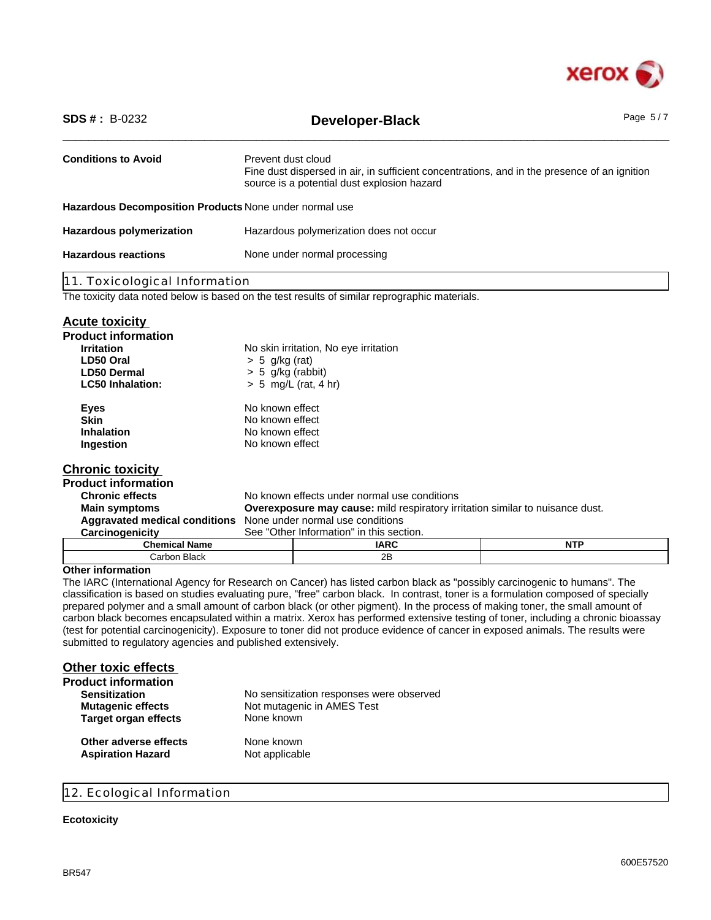**Conditions to Avoid** Prevent dust cloud
Fine dust dispersed in air, in sufficient concentrations, and in the presence of an ignition source is a potential dust explosion hazard

**Hazardous Decomposition Products** None under normal use

**Hazardous polymerization** Hazardous polymerization does not occur

**Hazardous reactions** None under normal processing

## 11. Toxicological Information

The toxicity data noted below is based on the test results of similar reprographic materials.

### Acute toxicity

**Product information**

**Irritation** No skin irritation, No eye irritation
**LD50 Oral** > 5 g/kg (rat)
**LD50 Dermal** > 5 g/kg (rabbit)
**LC50 Inhalation:** > 5 mg/L (rat, 4 hr)

**Eyes** No known effect
**Skin** No known effect
**Inhalation** No known effect
**Ingestion** No known effect

### Chronic toxicity

**Product information**

**Chronic effects** No known effects under normal use conditions
**Main symptoms** **Overexposure may cause:** mild respiratory irritation similar to nuisance dust.
**Aggravated medical conditions** None under normal use conditions
**Carcinogenicity** See "Other Information" in this section.

| Chemical Name | IARC | NTP |
|---|---|---|
| Carbon Black | 2B | |

**Other information**

The IARC (International Agency for Research on Cancer) has listed carbon black as "possibly carcinogenic to humans". The classification is based on studies evaluating pure, "free" carbon black. In contrast, toner is a formulation composed of specially prepared polymer and a small amount of carbon black (or other pigment). In the process of making toner, the small amount of carbon black becomes encapsulated within a matrix. Xerox has performed extensive testing of toner, including a chronic bioassay (test for potential carcinogenicity). Exposure to toner did not produce evidence of cancer in exposed animals. The results were submitted to regulatory agencies and published extensively.

### Other toxic effects

**Product information**

**Sensitization** No sensitization responses were observed
**Mutagenic effects** Not mutagenic in AMES Test
**Target organ effects** None known

**Other adverse effects** None known
**Aspiration Hazard** Not applicable

## 12. Ecological Information

**Ecotoxicity**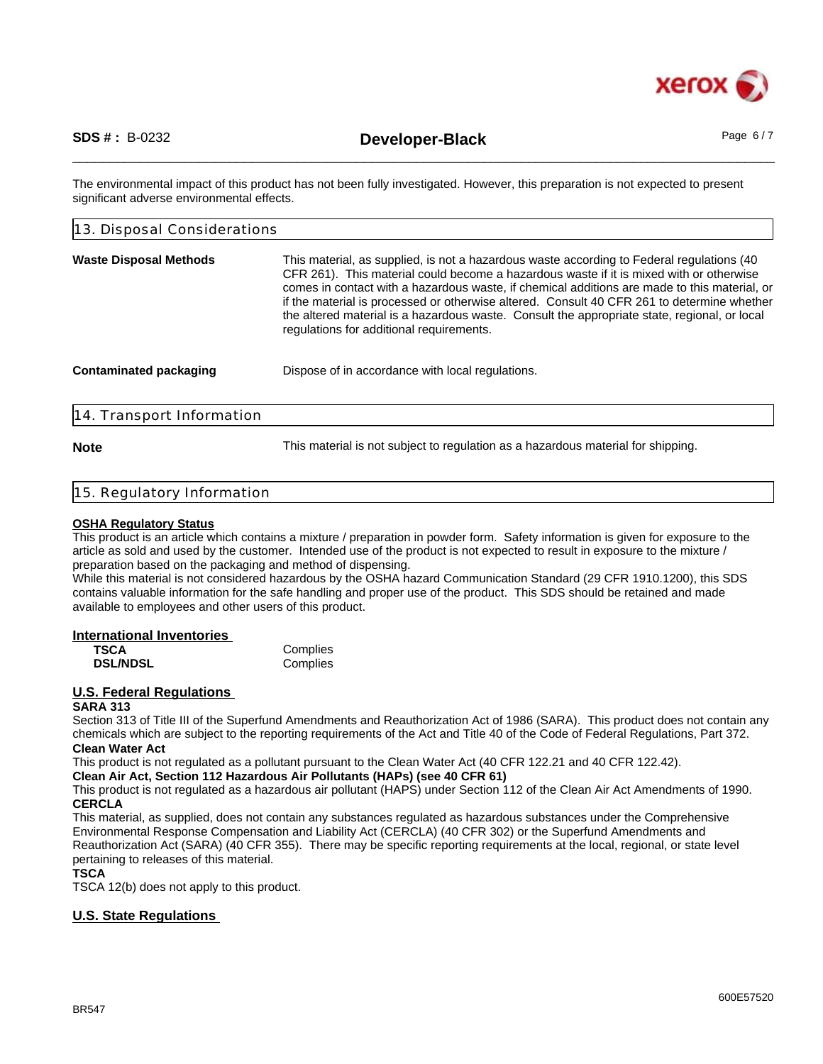The environmental impact of this product has not been fully investigated. However, this preparation is not expected to present significant adverse environmental effects.

## 13. Disposal Considerations

**Waste Disposal Methods**

This material, as supplied, is not a hazardous waste according to Federal regulations (40 CFR 261). This material could become a hazardous waste if it is mixed with or otherwise comes in contact with a hazardous waste, if chemical additions are made to this material, or if the material is processed or otherwise altered. Consult 40 CFR 261 to determine whether the altered material is a hazardous waste. Consult the appropriate state, regional, or local regulations for additional requirements.

**Contaminated packaging**

Dispose of in accordance with local regulations.

## 14. Transport Information

**Note**

This material is not subject to regulation as a hazardous material for shipping.

## 15. Regulatory Information

**OSHA Regulatory Status**

This product is an article which contains a mixture / preparation in powder form. Safety information is given for exposure to the article as sold and used by the customer. Intended use of the product is not expected to result in exposure to the mixture / preparation based on the packaging and method of dispensing.
While this material is not considered hazardous by the OSHA hazard Communication Standard (29 CFR 1910.1200), this SDS contains valuable information for the safe handling and proper use of the product. This SDS should be retained and made available to employees and other users of this product.

### International Inventories

| | |
|---|---|
| **TSCA** | Complies |
| **DSL/NDSL** | Complies |

### U.S. Federal Regulations

**SARA 313**

Section 313 of Title III of the Superfund Amendments and Reauthorization Act of 1986 (SARA). This product does not contain any chemicals which are subject to the reporting requirements of the Act and Title 40 of the Code of Federal Regulations, Part 372.

**Clean Water Act**

This product is not regulated as a pollutant pursuant to the Clean Water Act (40 CFR 122.21 and 40 CFR 122.42).

**Clean Air Act, Section 112 Hazardous Air Pollutants (HAPs) (see 40 CFR 61)**

This product is not regulated as a hazardous air pollutant (HAPS) under Section 112 of the Clean Air Act Amendments of 1990.

**CERCLA**

This material, as supplied, does not contain any substances regulated as hazardous substances under the Comprehensive Environmental Response Compensation and Liability Act (CERCLA) (40 CFR 302) or the Superfund Amendments and Reauthorization Act (SARA) (40 CFR 355). There may be specific reporting requirements at the local, regional, or state level pertaining to releases of this material.

**TSCA**

TSCA 12(b) does not apply to this product.

### U.S. State Regulations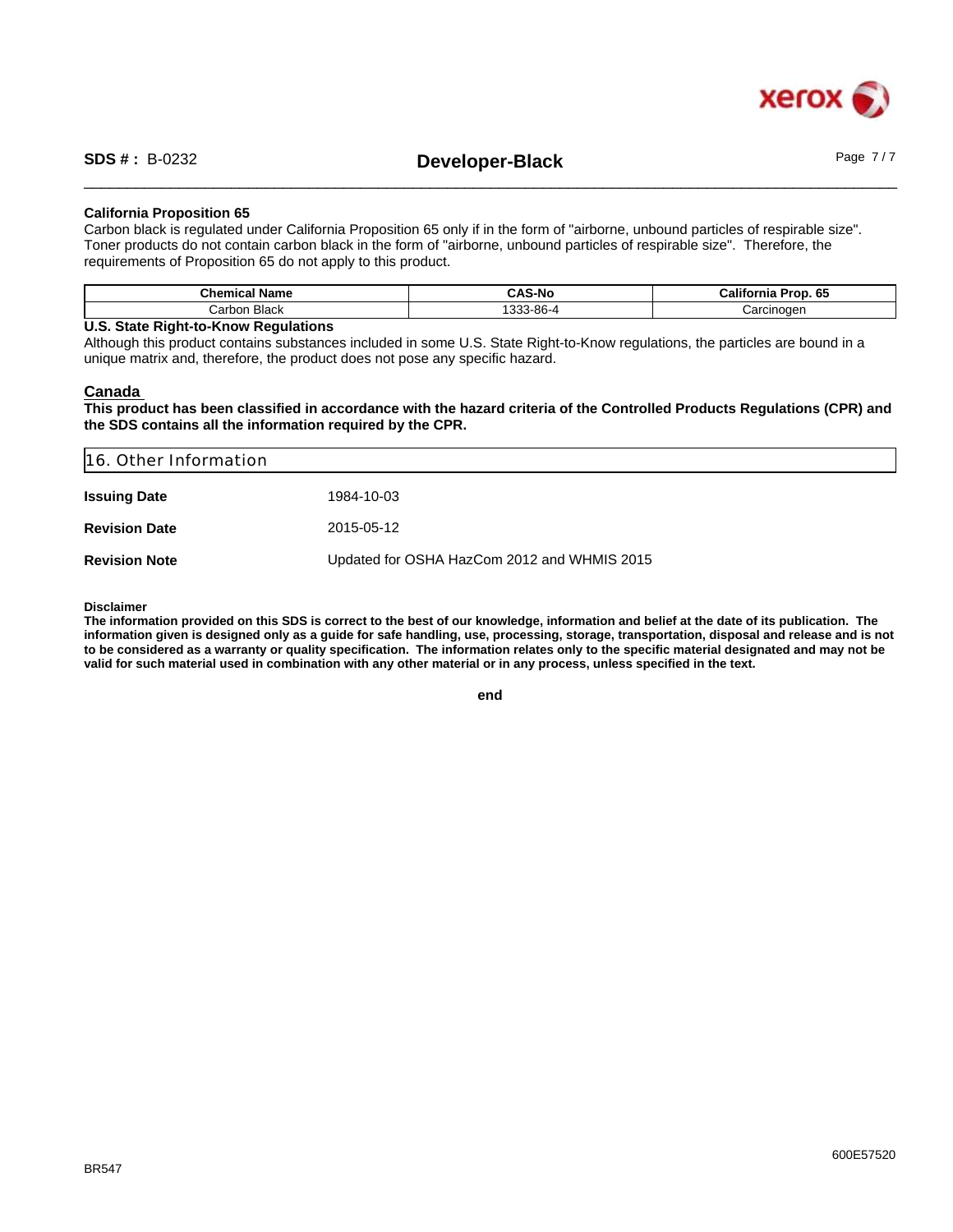**California Proposition 65**

Carbon black is regulated under California Proposition 65 only if in the form of "airborne, unbound particles of respirable size". Toner products do not contain carbon black in the form of "airborne, unbound particles of respirable size". Therefore, the requirements of Proposition 65 do not apply to this product.

| Chemical Name | CAS-No | California Prop. 65 |
| --- | --- | --- |
| Carbon Black | 1333-86-4 | Carcinogen |

**U.S. State Right-to-Know Regulations**

Although this product contains substances included in some U.S. State Right-to-Know regulations, the particles are bound in a unique matrix and, therefore, the product does not pose any specific hazard.

**Canada**

**This product has been classified in accordance with the hazard criteria of the Controlled Products Regulations (CPR) and the SDS contains all the information required by the CPR.**

## 16. Other Information

**Issuing Date** 1984-10-03

**Revision Date** 2015-05-12

**Revision Note** Updated for OSHA HazCom 2012 and WHMIS 2015

**Disclaimer**

**The information provided on this SDS is correct to the best of our knowledge, information and belief at the date of its publication. The information given is designed only as a guide for safe handling, use, processing, storage, transportation, disposal and release and is not to be considered as a warranty or quality specification. The information relates only to the specific material designated and may not be valid for such material used in combination with any other material or in any process, unless specified in the text.**

**end**